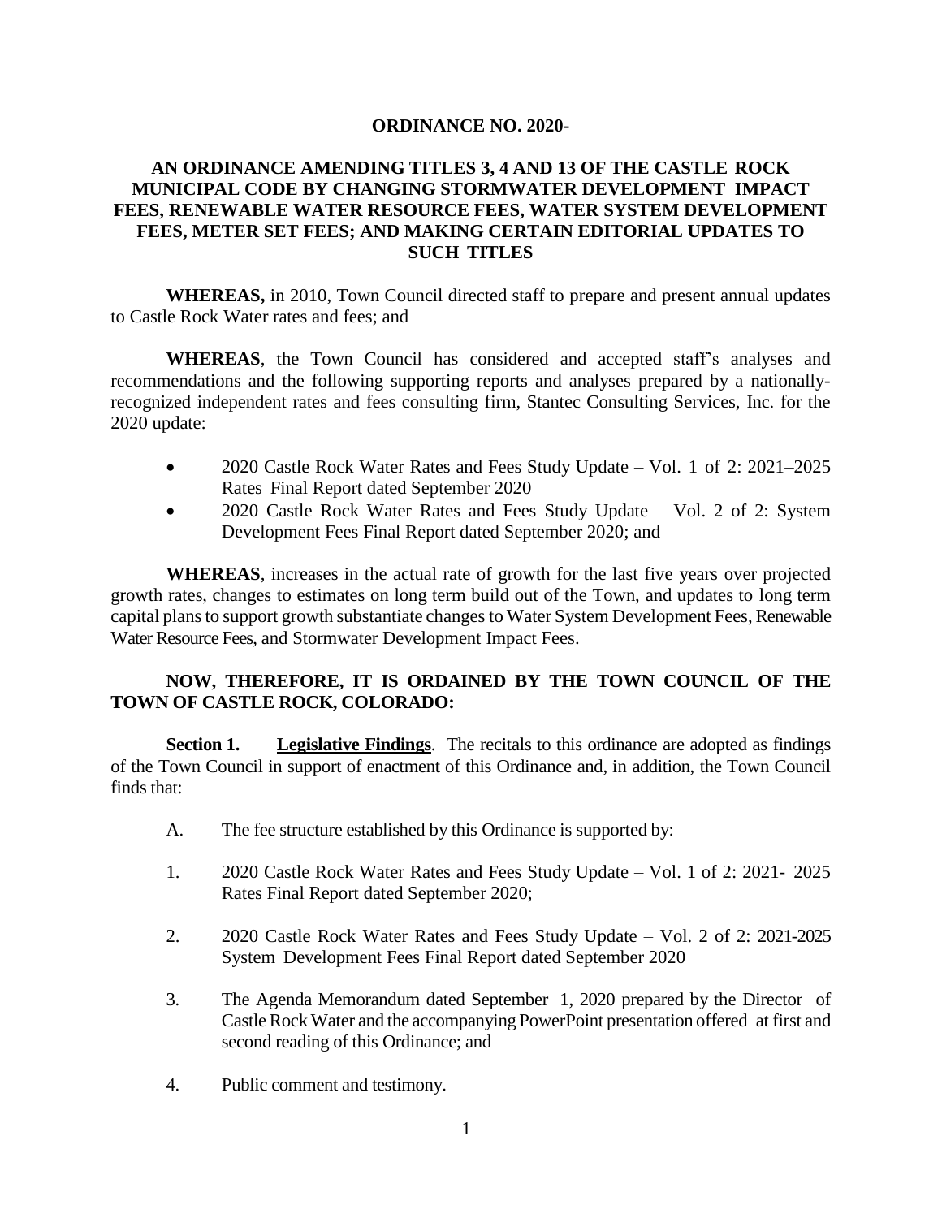**ORDINANCE NO. 2020-**

**AN ORDINANCE AMENDING TITLES 3, 4 AND 13 OF THE CASTLE ROCK MUNICIPAL CODE BY CHANGING STORMWATER DEVELOPMENT IMPACT FEES, RENEWABLE WATER RESOURCE FEES, WATER SYSTEM DEVELOPMENT FEES, METER SET FEES; AND MAKING CERTAIN EDITORIAL UPDATES TO SUCH TITLES**

**WHEREAS,** in 2010, Town Council directed staff to prepare and present annual updates to Castle Rock Water rates and fees; and

**WHEREAS**, the Town Council has considered and accepted staff's analyses and recommendations and the following supporting reports and analyses prepared by a nationally-recognized independent rates and fees consulting firm, Stantec Consulting Services, Inc. for the 2020 update:

- 2020 Castle Rock Water Rates and Fees Study Update – Vol. 1 of 2: 2021–2025 Rates Final Report dated September 2020
- 2020 Castle Rock Water Rates and Fees Study Update – Vol. 2 of 2: System Development Fees Final Report dated September 2020; and

**WHEREAS**, increases in the actual rate of growth for the last five years over projected growth rates, changes to estimates on long term build out of the Town, and updates to long term capital plans to support growth substantiate changes to Water System Development Fees, Renewable Water Resource Fees, and Stormwater Development Impact Fees.

**NOW, THEREFORE, IT IS ORDAINED BY THE TOWN COUNCIL OF THE TOWN OF CASTLE ROCK, COLORADO:**

**Section 1. Legislative Findings**. The recitals to this ordinance are adopted as findings of the Town Council in support of enactment of this Ordinance and, in addition, the Town Council finds that:

A. The fee structure established by this Ordinance is supported by:

1. 2020 Castle Rock Water Rates and Fees Study Update – Vol. 1 of 2: 2021- 2025 Rates Final Report dated September 2020;

2. 2020 Castle Rock Water Rates and Fees Study Update – Vol. 2 of 2: 2021-2025 System Development Fees Final Report dated September 2020

3. The Agenda Memorandum dated September 1, 2020 prepared by the Director of Castle Rock Water and the accompanying PowerPoint presentation offered at first and second reading of this Ordinance; and

4. Public comment and testimony.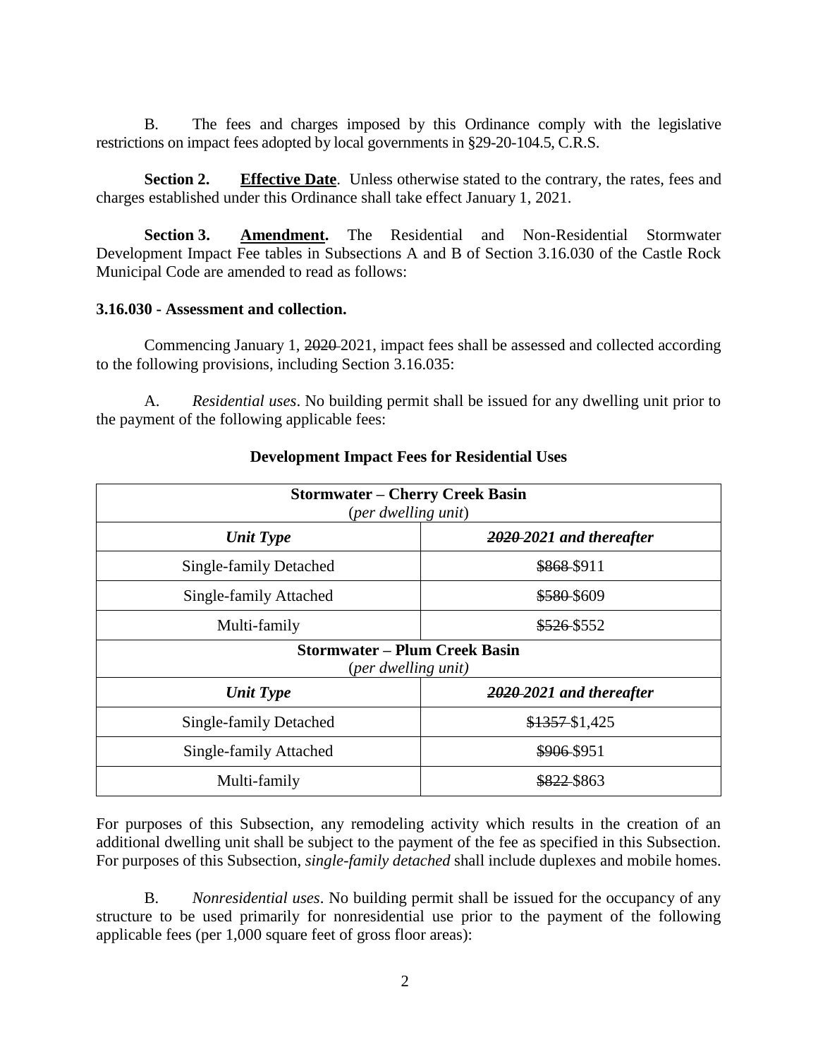B. The fees and charges imposed by this Ordinance comply with the legislative restrictions on impact fees adopted by local governments in §29-20-104.5, C.R.S.

**Section 2. Effective Date**. Unless otherwise stated to the contrary, the rates, fees and charges established under this Ordinance shall take effect January 1, 2021.

**Section 3. Amendment.** The Residential and Non-Residential Stormwater Development Impact Fee tables in Subsections A and B of Section 3.16.030 of the Castle Rock Municipal Code are amended to read as follows:

**3.16.030 - Assessment and collection.**

Commencing January 1, ~~2020~~ 2021, impact fees shall be assessed and collected according to the following provisions, including Section 3.16.035:

A. *Residential uses*. No building permit shall be issued for any dwelling unit prior to the payment of the following applicable fees:

**Development Impact Fees for Residential Uses**

| **Stormwater – Cherry Creek Basin** (*per dwelling unit*) | |
|---|---|
| ***Unit Type*** | ***~~2020~~ 2021 and thereafter*** |
| Single-family Detached | ~~$868~~ $911 |
| Single-family Attached | ~~$580~~ $609 |
| Multi-family | ~~$526~~ $552 |
| **Stormwater – Plum Creek Basin** (*per dwelling unit*) | |
| ***Unit Type*** | ***~~2020~~ 2021 and thereafter*** |
| Single-family Detached | ~~$1357~~ $1,425 |
| Single-family Attached | ~~$906~~ $951 |
| Multi-family | ~~$822~~ $863 |

For purposes of this Subsection, any remodeling activity which results in the creation of an additional dwelling unit shall be subject to the payment of the fee as specified in this Subsection. For purposes of this Subsection, *single-family detached* shall include duplexes and mobile homes.

B. *Nonresidential uses*. No building permit shall be issued for the occupancy of any structure to be used primarily for nonresidential use prior to the payment of the following applicable fees (per 1,000 square feet of gross floor areas):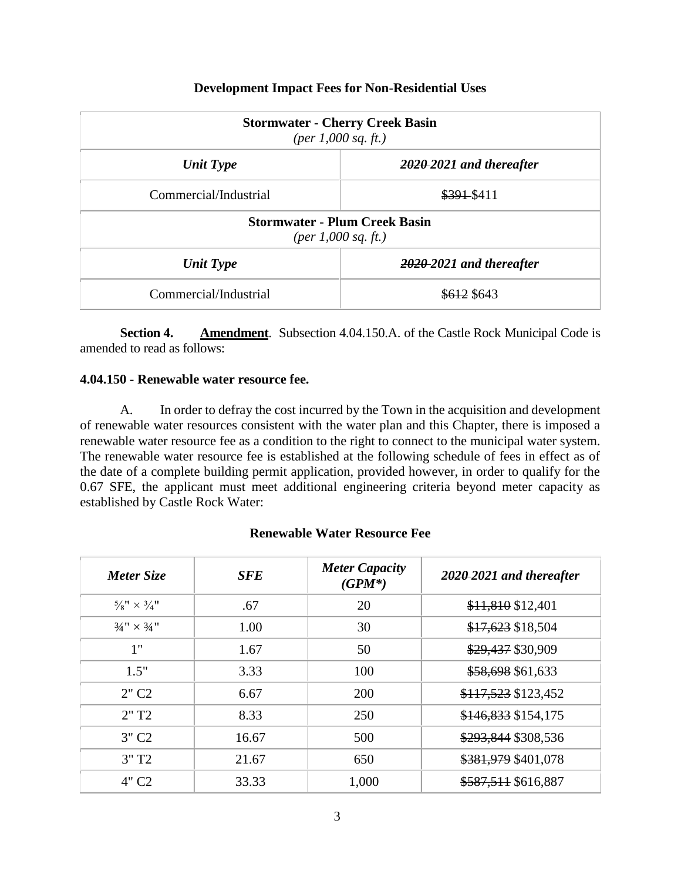**Development Impact Fees for Non-Residential Uses**

| **Stormwater - Cherry Creek Basin** *(per 1,000 sq. ft.)* | |
|---|---|
| ***Unit Type*** | ***~~2020~~ 2021 and thereafter*** |
| Commercial/Industrial | ~~$391~~ $411 |
| **Stormwater - Plum Creek Basin** *(per 1,000 sq. ft.)* | |
| ***Unit Type*** | ***~~2020~~ 2021 and thereafter*** |
| Commercial/Industrial | ~~$612~~ $643 |

**Section 4. Amendment**. Subsection 4.04.150.A. of the Castle Rock Municipal Code is amended to read as follows:

**4.04.150 - Renewable water resource fee.**

A. In order to defray the cost incurred by the Town in the acquisition and development of renewable water resources consistent with the water plan and this Chapter, there is imposed a renewable water resource fee as a condition to the right to connect to the municipal water system. The renewable water resource fee is established at the following schedule of fees in effect as of the date of a complete building permit application, provided however, in order to qualify for the 0.67 SFE, the applicant must meet additional engineering criteria beyond meter capacity as established by Castle Rock Water:

**Renewable Water Resource Fee**

| *Meter Size* | *SFE* | *Meter Capacity (GPM\*)* | *~~2020~~ 2021 and thereafter* |
|---|---|---|---|
| ⅝" × ¾" | .67 | 20 | ~~$11,810~~ $12,401 |
| ¾" × ¾" | 1.00 | 30 | ~~$17,623~~ $18,504 |
| 1" | 1.67 | 50 | ~~$29,437~~ $30,909 |
| 1.5" | 3.33 | 100 | ~~$58,698~~ $61,633 |
| 2" C2 | 6.67 | 200 | ~~$117,523~~ $123,452 |
| 2" T2 | 8.33 | 250 | ~~$146,833~~ $154,175 |
| 3" C2 | 16.67 | 500 | ~~$293,844~~ $308,536 |
| 3" T2 | 21.67 | 650 | ~~$381,979~~ $401,078 |
| 4" C2 | 33.33 | 1,000 | ~~$587,511~~ $616,887 |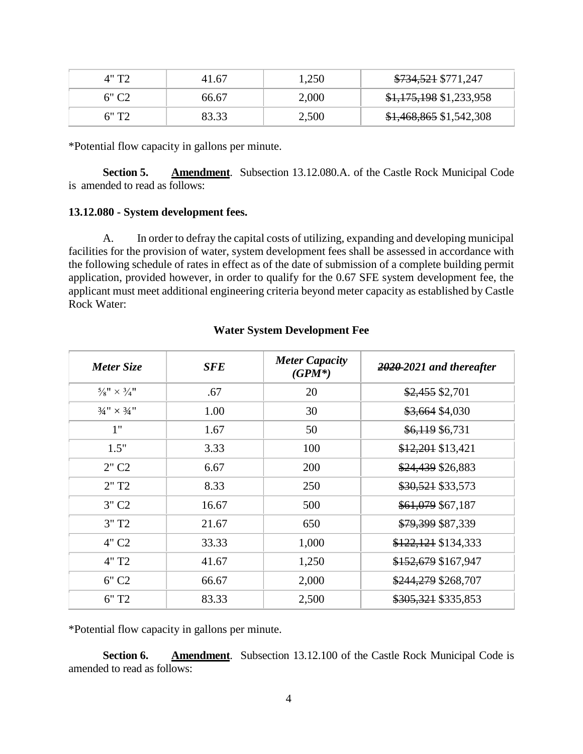| | | | |
|---|---|---|---|
| 4" T2 | 41.67 | 1,250 | ~~$734,521~~ $771,247 |
| 6" C2 | 66.67 | 2,000 | ~~$1,175,198~~ $1,233,958 |
| 6" T2 | 83.33 | 2,500 | ~~$1,468,865~~ $1,542,308 |

*Potential flow capacity in gallons per minute.

**Section 5.** **Amendment**. Subsection 13.12.080.A. of the Castle Rock Municipal Code is amended to read as follows:

**13.12.080 - System development fees.**

A. In order to defray the capital costs of utilizing, expanding and developing municipal facilities for the provision of water, system development fees shall be assessed in accordance with the following schedule of rates in effect as of the date of submission of a complete building permit application, provided however, in order to qualify for the 0.67 SFE system development fee, the applicant must meet additional engineering criteria beyond meter capacity as established by Castle Rock Water:

**Water System Development Fee**

| *Meter Size* | *SFE* | *Meter Capacity (GPM*)* | *~~2020~~ 2021 and thereafter* |
|---|---|---|---|
| ⅝" × ¾" | .67 | 20 | ~~$2,455~~ $2,701 |
| ¾" × ¾" | 1.00 | 30 | ~~$3,664~~ $4,030 |
| 1" | 1.67 | 50 | ~~$6,119~~ $6,731 |
| 1.5" | 3.33 | 100 | ~~$12,201~~ $13,421 |
| 2" C2 | 6.67 | 200 | ~~$24,439~~ $26,883 |
| 2" T2 | 8.33 | 250 | ~~$30,521~~ $33,573 |
| 3" C2 | 16.67 | 500 | ~~$61,079~~ $67,187 |
| 3" T2 | 21.67 | 650 | ~~$79,399~~ $87,339 |
| 4" C2 | 33.33 | 1,000 | ~~$122,121~~ $134,333 |
| 4" T2 | 41.67 | 1,250 | ~~$152,679~~ $167,947 |
| 6" C2 | 66.67 | 2,000 | ~~$244,279~~ $268,707 |
| 6" T2 | 83.33 | 2,500 | ~~$305,321~~ $335,853 |

*Potential flow capacity in gallons per minute.

**Section 6.** **Amendment**. Subsection 13.12.100 of the Castle Rock Municipal Code is amended to read as follows: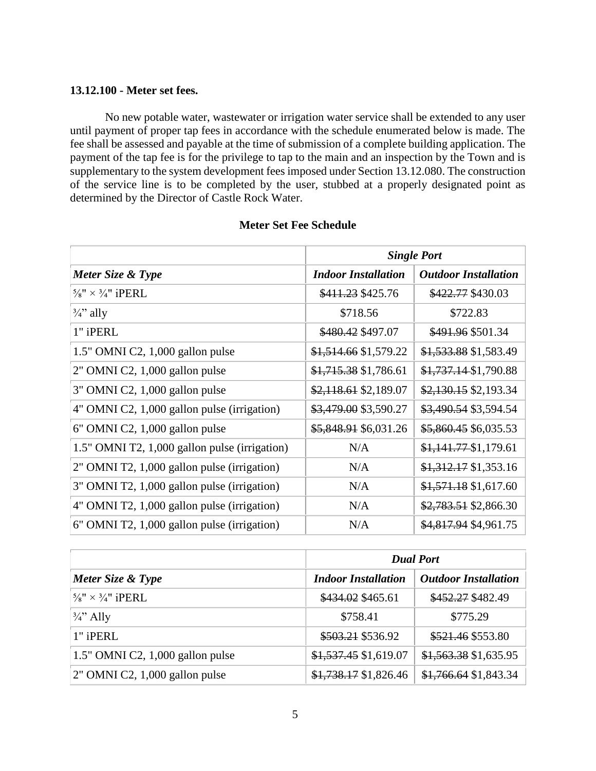**13.12.100 - Meter set fees.**

No new potable water, wastewater or irrigation water service shall be extended to any user until payment of proper tap fees in accordance with the schedule enumerated below is made. The fee shall be assessed and payable at the time of submission of a complete building application. The payment of the tap fee is for the privilege to tap to the main and an inspection by the Town and is supplementary to the system development fees imposed under Section 13.12.080. The construction of the service line is to be completed by the user, stubbed at a properly designated point as determined by the Director of Castle Rock Water.

**Meter Set Fee Schedule**

| | ***Single Port*** | |
|---|---|---|
| ***Meter Size & Type*** | ***Indoor Installation*** | ***Outdoor Installation*** |
| ⅝" × ¾" iPERL | ~~$411.23~~ $425.76 | ~~$422.77~~ $430.03 |
| ¾" ally | $718.56 | $722.83 |
| 1" iPERL | ~~$480.42~~ $497.07 | ~~$491.96~~ $501.34 |
| 1.5" OMNI C2, 1,000 gallon pulse | ~~$1,514.66~~ $1,579.22 | ~~$1,533.88~~ $1,583.49 |
| 2" OMNI C2, 1,000 gallon pulse | ~~$1,715.38~~ $1,786.61 | ~~$1,737.14~~ $1,790.88 |
| 3" OMNI C2, 1,000 gallon pulse | ~~$2,118.61~~ $2,189.07 | ~~$2,130.15~~ $2,193.34 |
| 4" OMNI C2, 1,000 gallon pulse (irrigation) | ~~$3,479.00~~ $3,590.27 | ~~$3,490.54~~ $3,594.54 |
| 6" OMNI C2, 1,000 gallon pulse | ~~$5,848.91~~ $6,031.26 | ~~$5,860.45~~ $6,035.53 |
| 1.5" OMNI T2, 1,000 gallon pulse (irrigation) | N/A | ~~$1,141.77~~ $1,179.61 |
| 2" OMNI T2, 1,000 gallon pulse (irrigation) | N/A | ~~$1,312.17~~ $1,353.16 |
| 3" OMNI T2, 1,000 gallon pulse (irrigation) | N/A | ~~$1,571.18~~ $1,617.60 |
| 4" OMNI T2, 1,000 gallon pulse (irrigation) | N/A | ~~$2,783.51~~ $2,866.30 |
| 6" OMNI T2, 1,000 gallon pulse (irrigation) | N/A | ~~$4,817.94~~ $4,961.75 |

| | ***Dual Port*** | |
|---|---|---|
| ***Meter Size & Type*** | ***Indoor Installation*** | ***Outdoor Installation*** |
| ⅝" × ¾" iPERL | ~~$434.02~~ $465.61 | ~~$452.27~~ $482.49 |
| ¾" Ally | $758.41 | $775.29 |
| 1" iPERL | ~~$503.21~~ $536.92 | ~~$521.46~~ $553.80 |
| 1.5" OMNI C2, 1,000 gallon pulse | ~~$1,537.45~~ $1,619.07 | ~~$1,563.38~~ $1,635.95 |
| 2" OMNI C2, 1,000 gallon pulse | ~~$1,738.17~~ $1,826.46 | ~~$1,766.64~~ $1,843.34 |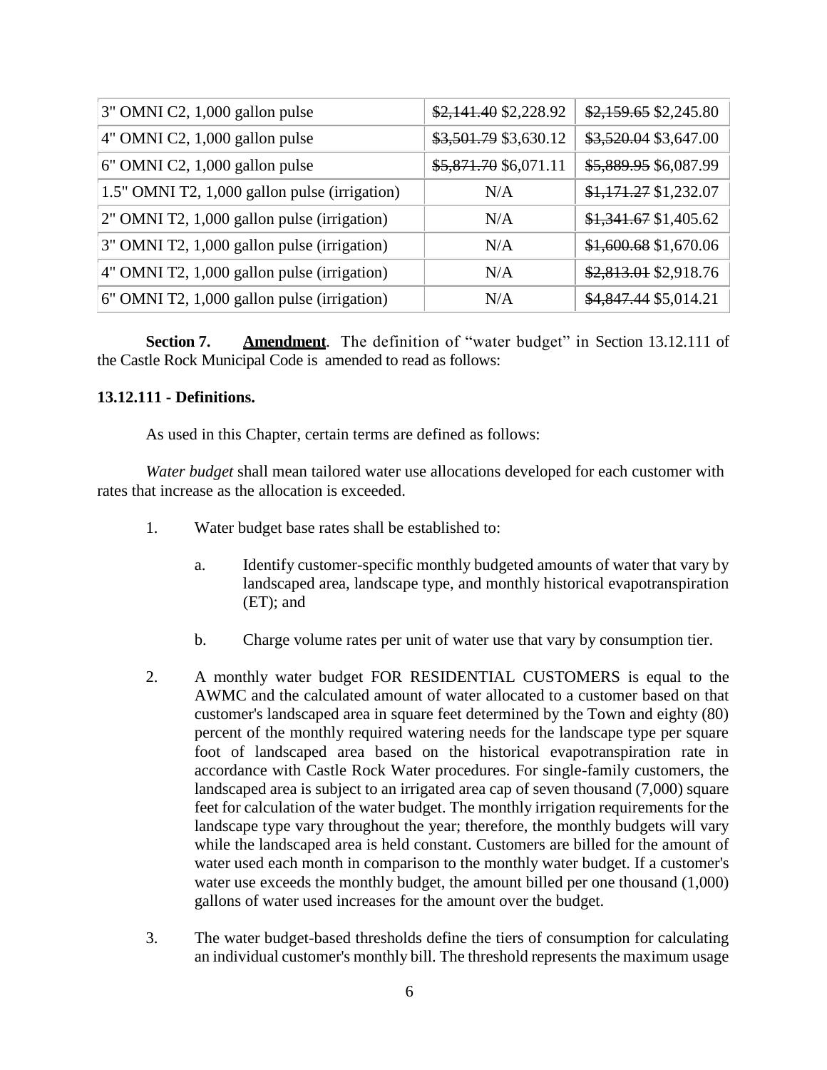| 3" OMNI C2, 1,000 gallon pulse | ~~$2,141.40~~ $2,228.92 | ~~$2,159.65~~ $2,245.80 |
|---|---|---|
| 4" OMNI C2, 1,000 gallon pulse | ~~$3,501.79~~ $3,630.12 | ~~$3,520.04~~ $3,647.00 |
| 6" OMNI C2, 1,000 gallon pulse | ~~$5,871.70~~ $6,071.11 | ~~$5,889.95~~ $6,087.99 |
| 1.5" OMNI T2, 1,000 gallon pulse (irrigation) | N/A | ~~$1,171.27~~ $1,232.07 |
| 2" OMNI T2, 1,000 gallon pulse (irrigation) | N/A | ~~$1,341.67~~ $1,405.62 |
| 3" OMNI T2, 1,000 gallon pulse (irrigation) | N/A | ~~$1,600.68~~ $1,670.06 |
| 4" OMNI T2, 1,000 gallon pulse (irrigation) | N/A | ~~$2,813.01~~ $2,918.76 |
| 6" OMNI T2, 1,000 gallon pulse (irrigation) | N/A | ~~$4,847.44~~ $5,014.21 |

**Section 7.** **Amendment**. The definition of "water budget" in Section 13.12.111 of the Castle Rock Municipal Code is amended to read as follows:

**13.12.111 - Definitions.**

As used in this Chapter, certain terms are defined as follows:

*Water budget* shall mean tailored water use allocations developed for each customer with rates that increase as the allocation is exceeded.

1. Water budget base rates shall be established to:

   a. Identify customer-specific monthly budgeted amounts of water that vary by landscaped area, landscape type, and monthly historical evapotranspiration (ET); and

   b. Charge volume rates per unit of water use that vary by consumption tier.

2. A monthly water budget FOR RESIDENTIAL CUSTOMERS is equal to the AWMC and the calculated amount of water allocated to a customer based on that customer's landscaped area in square feet determined by the Town and eighty (80) percent of the monthly required watering needs for the landscape type per square foot of landscaped area based on the historical evapotranspiration rate in accordance with Castle Rock Water procedures. For single-family customers, the landscaped area is subject to an irrigated area cap of seven thousand (7,000) square feet for calculation of the water budget. The monthly irrigation requirements for the landscape type vary throughout the year; therefore, the monthly budgets will vary while the landscaped area is held constant. Customers are billed for the amount of water used each month in comparison to the monthly water budget. If a customer's water use exceeds the monthly budget, the amount billed per one thousand (1,000) gallons of water used increases for the amount over the budget.

3. The water budget-based thresholds define the tiers of consumption for calculating an individual customer's monthly bill. The threshold represents the maximum usage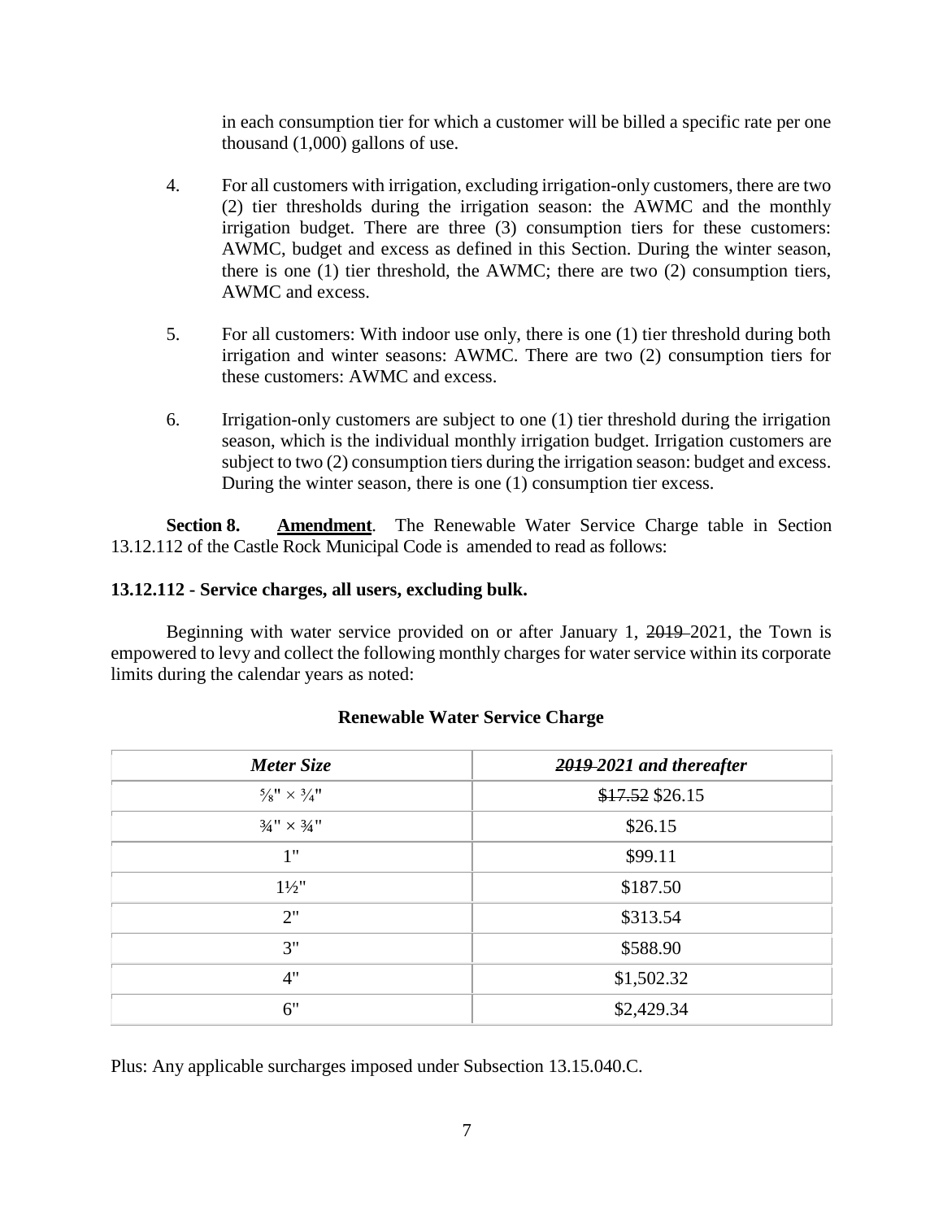in each consumption tier for which a customer will be billed a specific rate per one thousand (1,000) gallons of use.

4. For all customers with irrigation, excluding irrigation-only customers, there are two (2) tier thresholds during the irrigation season: the AWMC and the monthly irrigation budget. There are three (3) consumption tiers for these customers: AWMC, budget and excess as defined in this Section. During the winter season, there is one (1) tier threshold, the AWMC; there are two (2) consumption tiers, AWMC and excess.

5. For all customers: With indoor use only, there is one (1) tier threshold during both irrigation and winter seasons: AWMC. There are two (2) consumption tiers for these customers: AWMC and excess.

6. Irrigation-only customers are subject to one (1) tier threshold during the irrigation season, which is the individual monthly irrigation budget. Irrigation customers are subject to two (2) consumption tiers during the irrigation season: budget and excess. During the winter season, there is one (1) consumption tier excess.

**Section 8.** **Amendment**. The Renewable Water Service Charge table in Section 13.12.112 of the Castle Rock Municipal Code is amended to read as follows:

**13.12.112 - Service charges, all users, excluding bulk.**

Beginning with water service provided on or after January 1, ~~2019~~ 2021, the Town is empowered to levy and collect the following monthly charges for water service within its corporate limits during the calendar years as noted:

**Renewable Water Service Charge**

| *Meter Size* | ***~~2019~~ 2021 and thereafter*** |
|---|---|
| ⅝" × ¾" | ~~$17.52~~ $26.15 |
| ¾" × ¾" | $26.15 |
| 1" | $99.11 |
| 1½" | $187.50 |
| 2" | $313.54 |
| 3" | $588.90 |
| 4" | $1,502.32 |
| 6" | $2,429.34 |

Plus: Any applicable surcharges imposed under Subsection 13.15.040.C.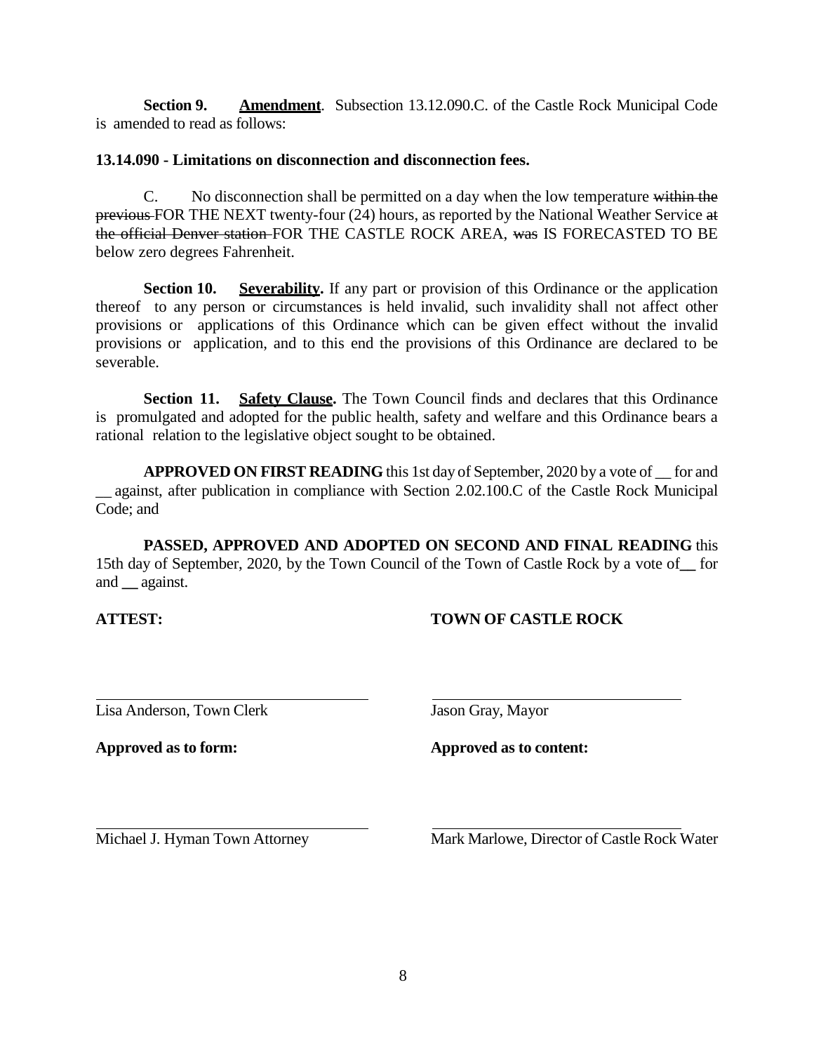**Section 9. <u>Amendment</u>**. Subsection 13.12.090.C. of the Castle Rock Municipal Code is amended to read as follows:

**13.14.090 - Limitations on disconnection and disconnection fees.**

C. No disconnection shall be permitted on a day when the low temperature ~~within the previous~~ FOR THE NEXT twenty-four (24) hours, as reported by the National Weather Service ~~at the official Denver station~~ FOR THE CASTLE ROCK AREA, ~~was~~ IS FORECASTED TO BE below zero degrees Fahrenheit.

**Section 10. <u>Severability</u>.** If any part or provision of this Ordinance or the application thereof to any person or circumstances is held invalid, such invalidity shall not affect other provisions or applications of this Ordinance which can be given effect without the invalid provisions or application, and to this end the provisions of this Ordinance are declared to be severable.

**Section 11. <u>Safety Clause</u>.** The Town Council finds and declares that this Ordinance is promulgated and adopted for the public health, safety and welfare and this Ordinance bears a rational relation to the legislative object sought to be obtained.

**APPROVED ON FIRST READING** this 1st day of September, 2020 by a vote of __ for and __ against, after publication in compliance with Section 2.02.100.C of the Castle Rock Municipal Code; and

**PASSED, APPROVED AND ADOPTED ON SECOND AND FINAL READING** this 15th day of September, 2020, by the Town Council of the Town of Castle Rock by a vote of __ for and __ against.

**ATTEST:**

**TOWN OF CASTLE ROCK**

______________________________
Lisa Anderson, Town Clerk

______________________________
Jason Gray, Mayor

**Approved as to form:**

**Approved as to content:**

______________________________
Michael J. Hyman Town Attorney

______________________________
Mark Marlowe, Director of Castle Rock Water